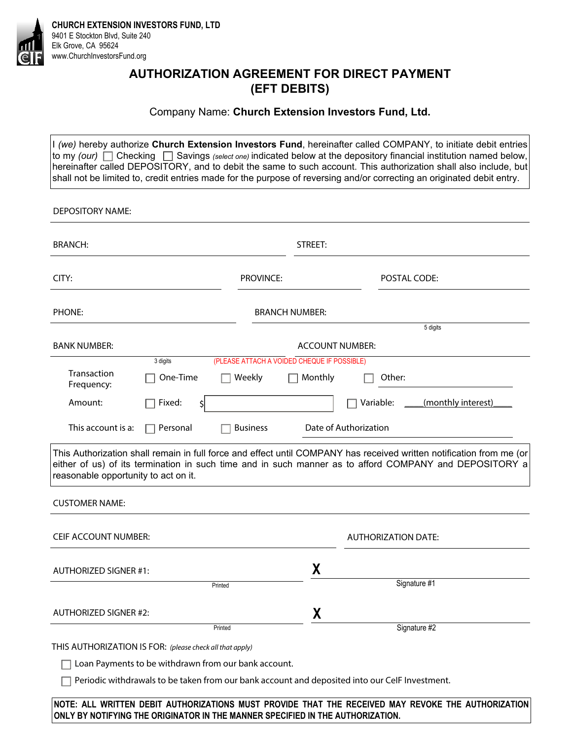**CHURCH EXTENSION INVESTORS FUND, LTD**
9401 E Stockton Blvd, Suite 240
Elk Grove, CA 95624
www.ChurchInvestorsFund.org

# AUTHORIZATION AGREEMENT FOR DIRECT PAYMENT (EFT DEBITS)

Company Name: **Church Extension Investors Fund, Ltd.**

I *(we)* hereby authorize **Church Extension Investors Fund**, hereinafter called COMPANY, to initiate debit entries to my *(our)* ☐ Checking ☐ Savings *(select one)* indicated below at the depository financial institution named below, hereinafter called DEPOSITORY, and to debit the same to such account. This authorization shall also include, but shall not be limited to, credit entries made for the purpose of reversing and/or correcting an originated debit entry.

DEPOSITORY NAME: ____________________

BRANCH: ____________________ STREET: ____________________

CITY: ____________________ PROVINCE: ____________________ POSTAL CODE: ____________________

PHONE: ____________________ BRANCH NUMBER: ____________________ (5 digits)

BANK NUMBER: ____________________ (3 digits) ACCOUNT NUMBER: ____________________

(PLEASE ATTACH A VOIDED CHEQUE IF POSSIBLE)

Transaction Frequency: ☐ One-Time ☐ Weekly ☐ Monthly ☐ Other: ____________________

Amount: ☐ Fixed: $ ____________________ ☐ Variable: ____(monthly interest)____

This account is a: ☐ Personal ☐ Business Date of Authorization ____________________

This Authorization shall remain in full force and effect until COMPANY has received written notification from me (or either of us) of its termination in such time and in such manner as to afford COMPANY and DEPOSITORY a reasonable opportunity to act on it.

CUSTOMER NAME: ____________________

CEIF ACCOUNT NUMBER: ____________________ AUTHORIZATION DATE: ____________________

AUTHORIZED SIGNER #1: ____________________ (Printed) X ____________________ (Signature #1)

AUTHORIZED SIGNER #2: ____________________ (Printed) X ____________________ (Signature #2)

THIS AUTHORIZATION IS FOR: *(please check all that apply)*

☐ Loan Payments to be withdrawn from our bank account.

☐ Periodic withdrawals to be taken from our bank account and deposited into our CeIF Investment.

**NOTE: ALL WRITTEN DEBIT AUTHORIZATIONS MUST PROVIDE THAT THE RECEIVED MAY REVOKE THE AUTHORIZATION ONLY BY NOTIFYING THE ORIGINATOR IN THE MANNER SPECIFIED IN THE AUTHORIZATION.**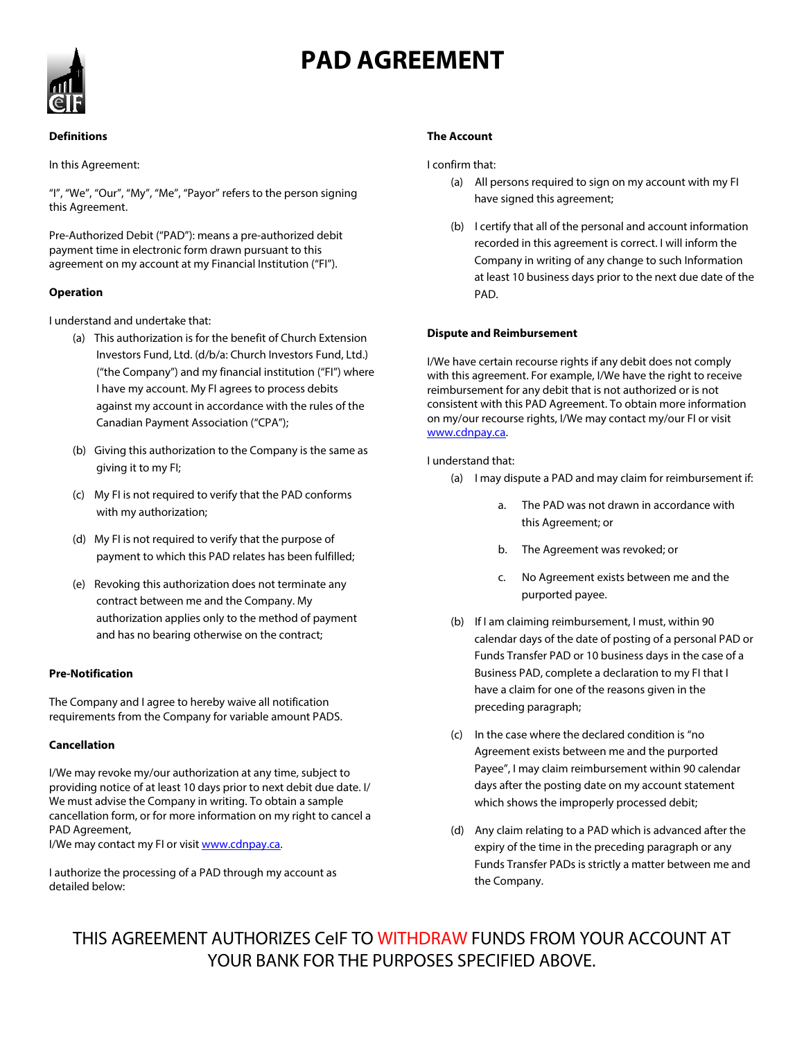# PAD AGREEMENT

**Definitions**

In this Agreement:

"I", "We", "Our", "My", "Me", "Payor" refers to the person signing this Agreement.

Pre-Authorized Debit ("PAD"): means a pre-authorized debit payment time in electronic form drawn pursuant to this agreement on my account at my Financial Institution ("FI").

**Operation**

I understand and undertake that:

(a) This authorization is for the benefit of Church Extension Investors Fund, Ltd. (d/b/a: Church Investors Fund, Ltd.) ("the Company") and my financial institution ("FI") where I have my account. My FI agrees to process debits against my account in accordance with the rules of the Canadian Payment Association ("CPA");

(b) Giving this authorization to the Company is the same as giving it to my FI;

(c) My FI is not required to verify that the PAD conforms with my authorization;

(d) My FI is not required to verify that the purpose of payment to which this PAD relates has been fulfilled;

(e) Revoking this authorization does not terminate any contract between me and the Company. My authorization applies only to the method of payment and has no bearing otherwise on the contract;

**Pre-Notification**

The Company and I agree to hereby waive all notification requirements from the Company for variable amount PADS.

**Cancellation**

I/We may revoke my/our authorization at any time, subject to providing notice of at least 10 days prior to next debit due date. I/We must advise the Company in writing. To obtain a sample cancellation form, or for more information on my right to cancel a PAD Agreement,
I/We may contact my FI or visit www.cdnpay.ca.

I authorize the processing of a PAD through my account as detailed below:

**The Account**

I confirm that:

(a) All persons required to sign on my account with my FI have signed this agreement;

(b) I certify that all of the personal and account information recorded in this agreement is correct. I will inform the Company in writing of any change to such Information at least 10 business days prior to the next due date of the PAD.

**Dispute and Reimbursement**

I/We have certain recourse rights if any debit does not comply with this agreement. For example, I/We have the right to receive reimbursement for any debit that is not authorized or is not consistent with this PAD Agreement. To obtain more information on my/our recourse rights, I/We may contact my/our FI or visit www.cdnpay.ca.

I understand that:

(a) I may dispute a PAD and may claim for reimbursement if:

   a. The PAD was not drawn in accordance with this Agreement; or

   b. The Agreement was revoked; or

   c. No Agreement exists between me and the purported payee.

(b) If I am claiming reimbursement, I must, within 90 calendar days of the date of posting of a personal PAD or Funds Transfer PAD or 10 business days in the case of a Business PAD, complete a declaration to my FI that I have a claim for one of the reasons given in the preceding paragraph;

(c) In the case where the declared condition is "no Agreement exists between me and the purported Payee", I may claim reimbursement within 90 calendar days after the posting date on my account statement which shows the improperly processed debit;

(d) Any claim relating to a PAD which is advanced after the expiry of the time in the preceding paragraph or any Funds Transfer PADs is strictly a matter between me and the Company.

THIS AGREEMENT AUTHORIZES CeIF TO WITHDRAW FUNDS FROM YOUR ACCOUNT AT YOUR BANK FOR THE PURPOSES SPECIFIED ABOVE.